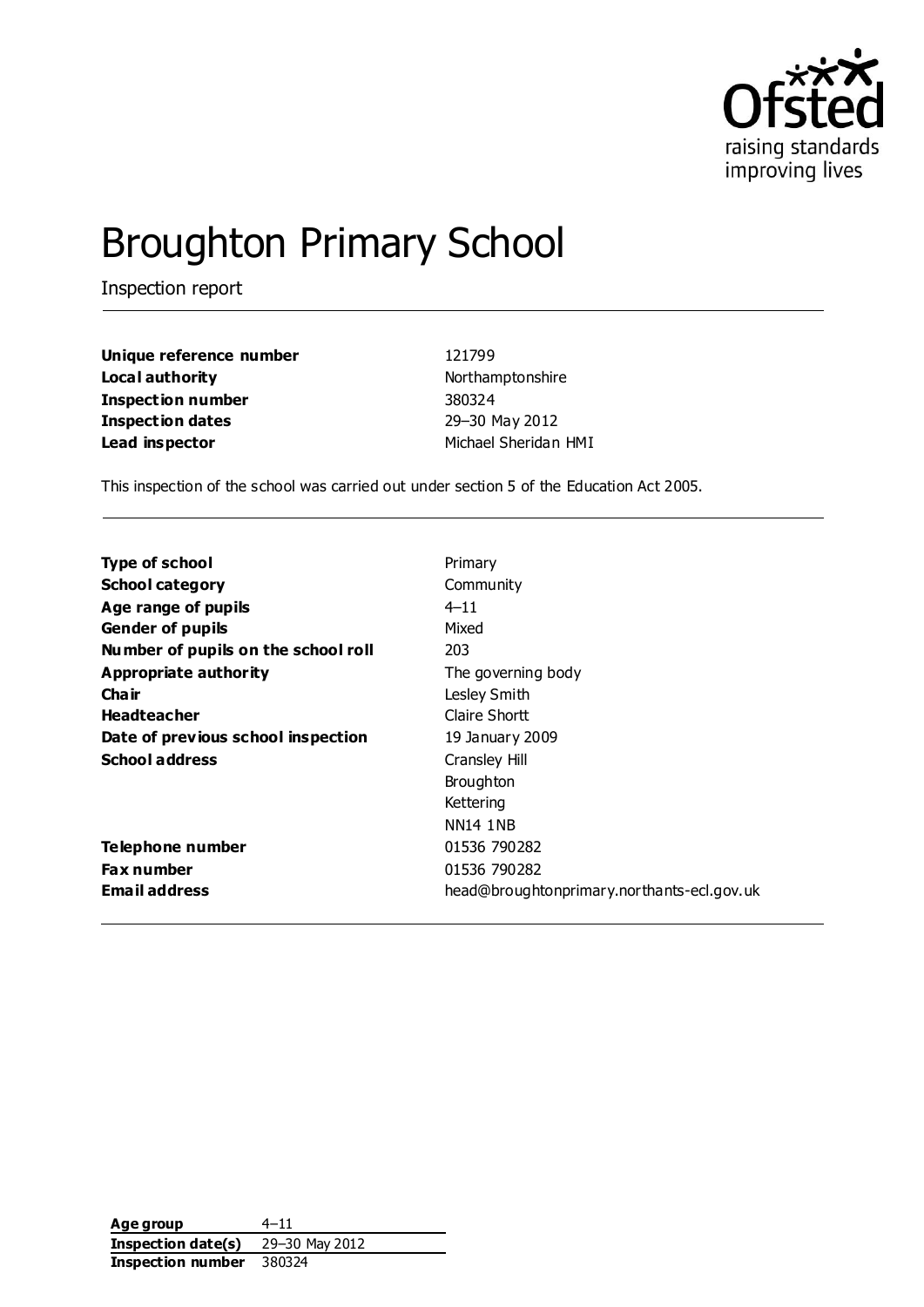Ofsted
raising standards
improving lives

# Broughton Primary School

Inspection report

| | |
|---|---|
| **Unique reference number** | 121799 |
| **Local authority** | Northamptonshire |
| **Inspection number** | 380324 |
| **Inspection dates** | 29–30 May 2012 |
| **Lead inspector** | Michael Sheridan HMI |

This inspection of the school was carried out under section 5 of the Education Act 2005.

| | |
|---|---|
| **Type of school** | Primary |
| **School category** | Community |
| **Age range of pupils** | 4–11 |
| **Gender of pupils** | Mixed |
| **Number of pupils on the school roll** | 203 |
| **Appropriate authority** | The governing body |
| **Chair** | Lesley Smith |
| **Headteacher** | Claire Shortt |
| **Date of previous school inspection** | 19 January 2009 |
| **School address** | Cransley Hill<br>Broughton<br>Kettering<br>NN14 1NB |
| **Telephone number** | 01536 790282 |
| **Fax number** | 01536 790282 |
| **Email address** | head@broughtonprimary.northants-ecl.gov.uk |

| | |
|---|---|
| **Age group** | 4–11 |
| **Inspection date(s)** | 29–30 May 2012 |
| **Inspection number** | 380324 |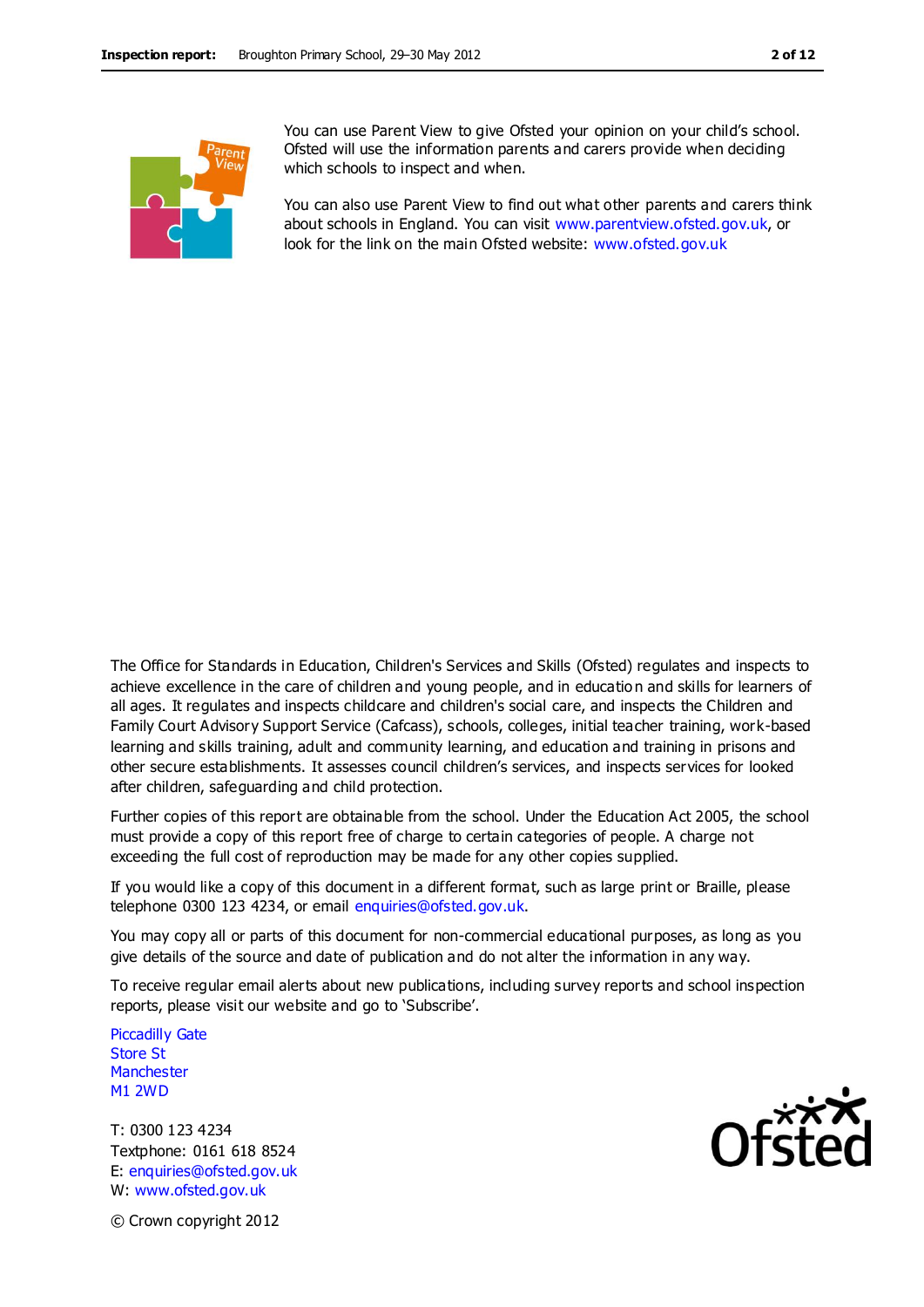You can use Parent View to give Ofsted your opinion on your child's school. Ofsted will use the information parents and carers provide when deciding which schools to inspect and when.

You can also use Parent View to find out what other parents and carers think about schools in England. You can visit www.parentview.ofsted.gov.uk, or look for the link on the main Ofsted website: www.ofsted.gov.uk

The Office for Standards in Education, Children's Services and Skills (Ofsted) regulates and inspects to achieve excellence in the care of children and young people, and in education and skills for learners of all ages. It regulates and inspects childcare and children's social care, and inspects the Children and Family Court Advisory Support Service (Cafcass), schools, colleges, initial teacher training, work-based learning and skills training, adult and community learning, and education and training in prisons and other secure establishments. It assesses council children's services, and inspects services for looked after children, safeguarding and child protection.

Further copies of this report are obtainable from the school. Under the Education Act 2005, the school must provide a copy of this report free of charge to certain categories of people. A charge not exceeding the full cost of reproduction may be made for any other copies supplied.

If you would like a copy of this document in a different format, such as large print or Braille, please telephone 0300 123 4234, or email enquiries@ofsted.gov.uk.

You may copy all or parts of this document for non-commercial educational purposes, as long as you give details of the source and date of publication and do not alter the information in any way.

To receive regular email alerts about new publications, including survey reports and school inspection reports, please visit our website and go to 'Subscribe'.

Piccadilly Gate
Store St
Manchester
M1 2WD

T: 0300 123 4234
Textphone: 0161 618 8524
E: enquiries@ofsted.gov.uk
W: www.ofsted.gov.uk

© Crown copyright 2012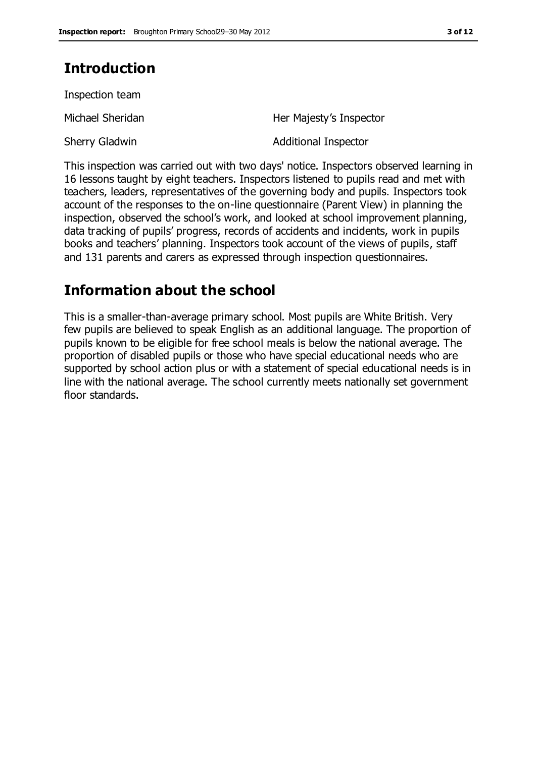## Introduction

Inspection team

| | |
|---|---|
| Michael Sheridan | Her Majesty's Inspector |
| Sherry Gladwin | Additional Inspector |

This inspection was carried out with two days' notice. Inspectors observed learning in 16 lessons taught by eight teachers. Inspectors listened to pupils read and met with teachers, leaders, representatives of the governing body and pupils. Inspectors took account of the responses to the on-line questionnaire (Parent View) in planning the inspection, observed the school's work, and looked at school improvement planning, data tracking of pupils' progress, records of accidents and incidents, work in pupils books and teachers' planning. Inspectors took account of the views of pupils, staff and 131 parents and carers as expressed through inspection questionnaires.

## Information about the school

This is a smaller-than-average primary school. Most pupils are White British. Very few pupils are believed to speak English as an additional language. The proportion of pupils known to be eligible for free school meals is below the national average. The proportion of disabled pupils or those who have special educational needs who are supported by school action plus or with a statement of special educational needs is in line with the national average. The school currently meets nationally set government floor standards.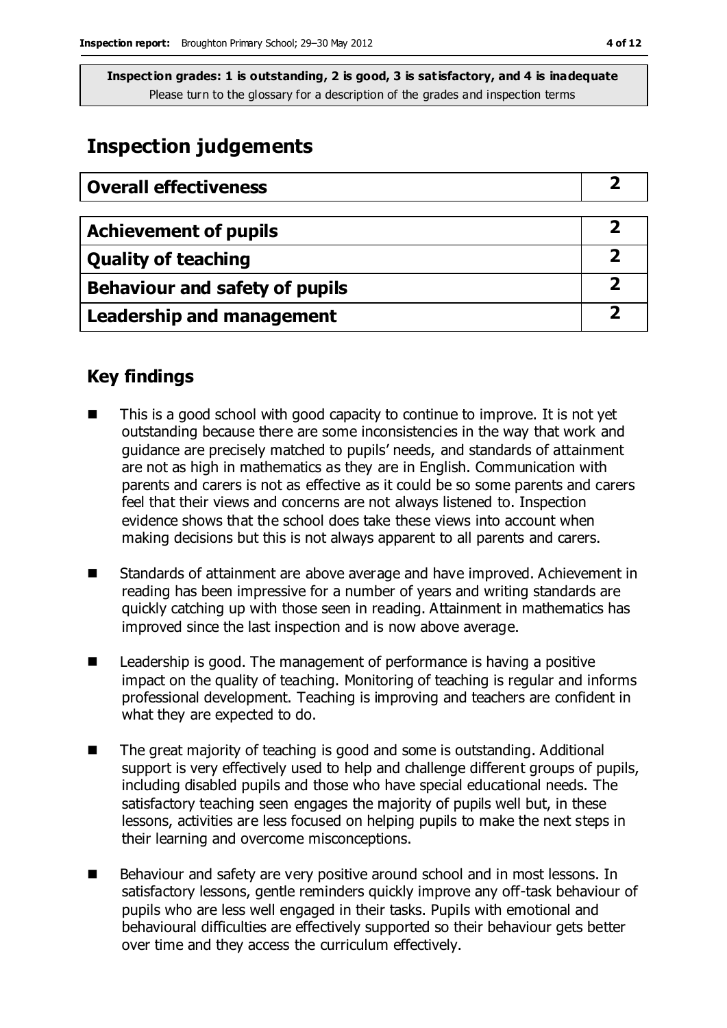**Inspection grades: 1 is outstanding, 2 is good, 3 is satisfactory, and 4 is inadequate**
Please turn to the glossary for a description of the grades and inspection terms

## Inspection judgements

| Overall effectiveness | 2 |
| --- | --- |

| Achievement of pupils | 2 |
| --- | --- |
| Quality of teaching | 2 |
| Behaviour and safety of pupils | 2 |
| Leadership and management | 2 |

### Key findings

- This is a good school with good capacity to continue to improve. It is not yet outstanding because there are some inconsistencies in the way that work and guidance are precisely matched to pupils' needs, and standards of attainment are not as high in mathematics as they are in English. Communication with parents and carers is not as effective as it could be so some parents and carers feel that their views and concerns are not always listened to. Inspection evidence shows that the school does take these views into account when making decisions but this is not always apparent to all parents and carers.
- Standards of attainment are above average and have improved. Achievement in reading has been impressive for a number of years and writing standards are quickly catching up with those seen in reading. Attainment in mathematics has improved since the last inspection and is now above average.
- Leadership is good. The management of performance is having a positive impact on the quality of teaching. Monitoring of teaching is regular and informs professional development. Teaching is improving and teachers are confident in what they are expected to do.
- The great majority of teaching is good and some is outstanding. Additional support is very effectively used to help and challenge different groups of pupils, including disabled pupils and those who have special educational needs. The satisfactory teaching seen engages the majority of pupils well but, in these lessons, activities are less focused on helping pupils to make the next steps in their learning and overcome misconceptions.
- Behaviour and safety are very positive around school and in most lessons. In satisfactory lessons, gentle reminders quickly improve any off-task behaviour of pupils who are less well engaged in their tasks. Pupils with emotional and behavioural difficulties are effectively supported so their behaviour gets better over time and they access the curriculum effectively.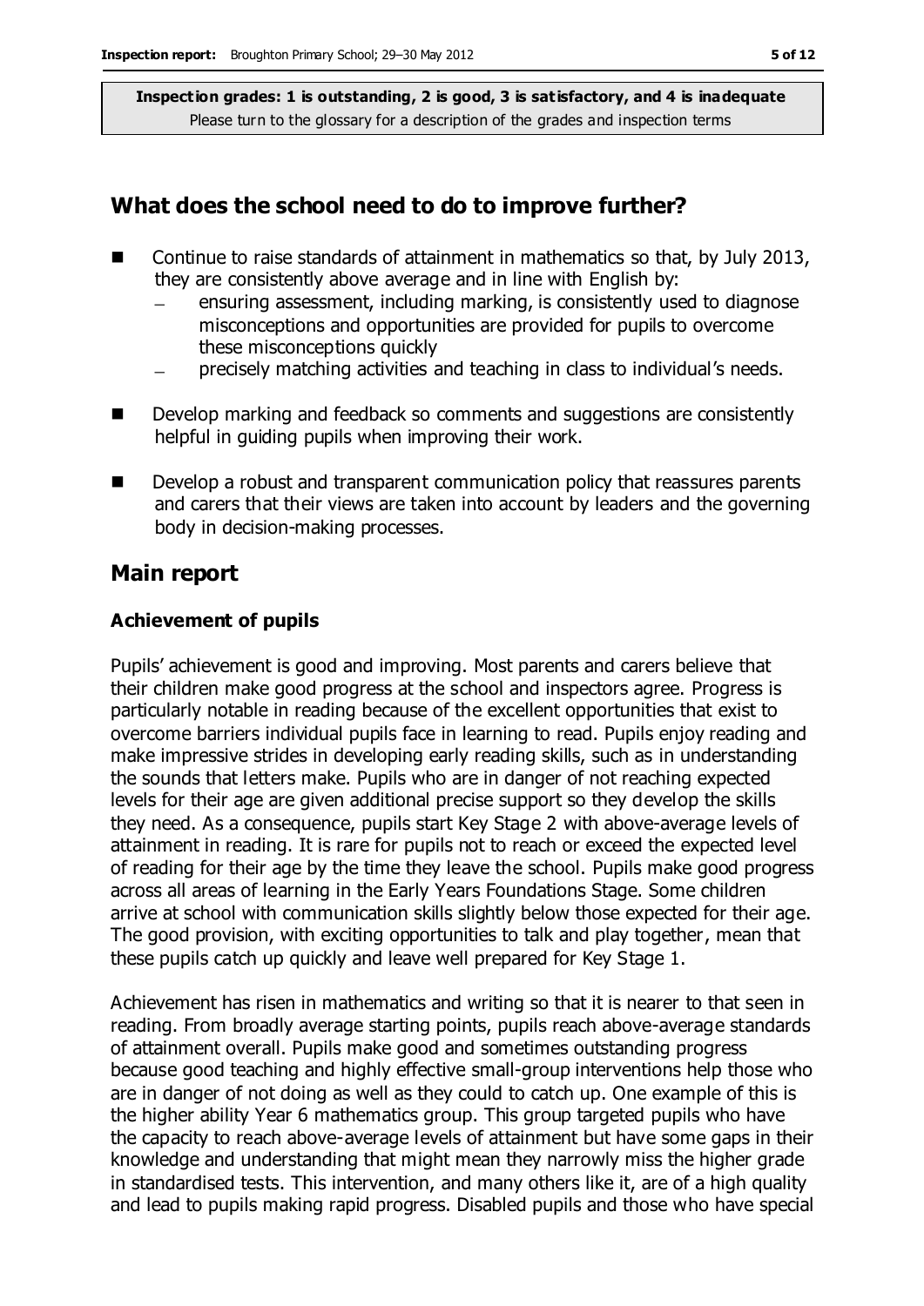**Inspection grades: 1 is outstanding, 2 is good, 3 is satisfactory, and 4 is inadequate**
Please turn to the glossary for a description of the grades and inspection terms

## What does the school need to do to improve further?

- Continue to raise standards of attainment in mathematics so that, by July 2013, they are consistently above average and in line with English by:
  - ensuring assessment, including marking, is consistently used to diagnose misconceptions and opportunities are provided for pupils to overcome these misconceptions quickly
  - precisely matching activities and teaching in class to individual's needs.
- Develop marking and feedback so comments and suggestions are consistently helpful in guiding pupils when improving their work.
- Develop a robust and transparent communication policy that reassures parents and carers that their views are taken into account by leaders and the governing body in decision-making processes.

## Main report

### Achievement of pupils

Pupils' achievement is good and improving. Most parents and carers believe that their children make good progress at the school and inspectors agree. Progress is particularly notable in reading because of the excellent opportunities that exist to overcome barriers individual pupils face in learning to read. Pupils enjoy reading and make impressive strides in developing early reading skills, such as in understanding the sounds that letters make. Pupils who are in danger of not reaching expected levels for their age are given additional precise support so they develop the skills they need. As a consequence, pupils start Key Stage 2 with above-average levels of attainment in reading. It is rare for pupils not to reach or exceed the expected level of reading for their age by the time they leave the school. Pupils make good progress across all areas of learning in the Early Years Foundations Stage. Some children arrive at school with communication skills slightly below those expected for their age. The good provision, with exciting opportunities to talk and play together, mean that these pupils catch up quickly and leave well prepared for Key Stage 1.

Achievement has risen in mathematics and writing so that it is nearer to that seen in reading. From broadly average starting points, pupils reach above-average standards of attainment overall. Pupils make good and sometimes outstanding progress because good teaching and highly effective small-group interventions help those who are in danger of not doing as well as they could to catch up. One example of this is the higher ability Year 6 mathematics group. This group targeted pupils who have the capacity to reach above-average levels of attainment but have some gaps in their knowledge and understanding that might mean they narrowly miss the higher grade in standardised tests. This intervention, and many others like it, are of a high quality and lead to pupils making rapid progress. Disabled pupils and those who have special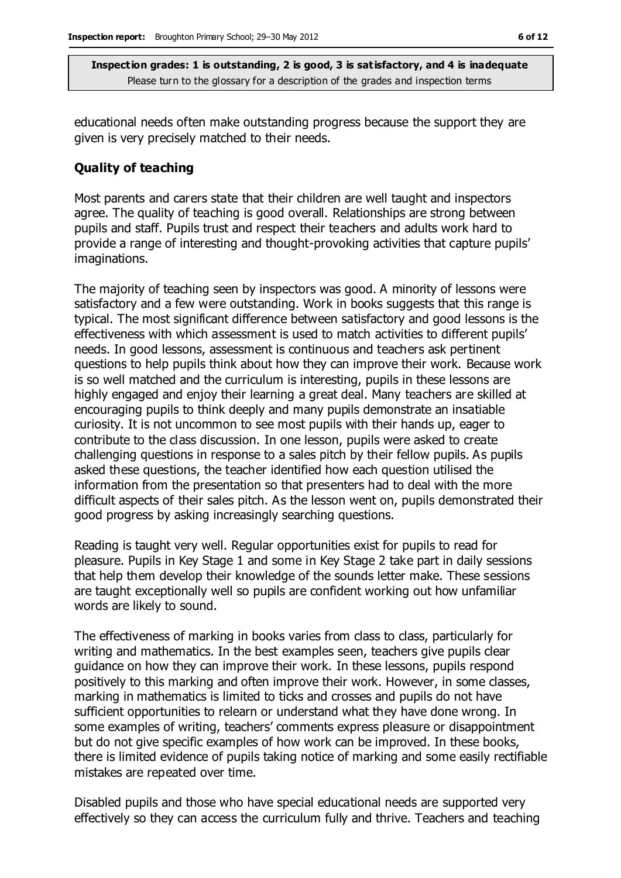educational needs often make outstanding progress because the support they are given is very precisely matched to their needs.

### Quality of teaching

Most parents and carers state that their children are well taught and inspectors agree. The quality of teaching is good overall. Relationships are strong between pupils and staff. Pupils trust and respect their teachers and adults work hard to provide a range of interesting and thought-provoking activities that capture pupils' imaginations.

The majority of teaching seen by inspectors was good. A minority of lessons were satisfactory and a few were outstanding. Work in books suggests that this range is typical. The most significant difference between satisfactory and good lessons is the effectiveness with which assessment is used to match activities to different pupils' needs. In good lessons, assessment is continuous and teachers ask pertinent questions to help pupils think about how they can improve their work. Because work is so well matched and the curriculum is interesting, pupils in these lessons are highly engaged and enjoy their learning a great deal. Many teachers are skilled at encouraging pupils to think deeply and many pupils demonstrate an insatiable curiosity. It is not uncommon to see most pupils with their hands up, eager to contribute to the class discussion. In one lesson, pupils were asked to create challenging questions in response to a sales pitch by their fellow pupils. As pupils asked these questions, the teacher identified how each question utilised the information from the presentation so that presenters had to deal with the more difficult aspects of their sales pitch. As the lesson went on, pupils demonstrated their good progress by asking increasingly searching questions.

Reading is taught very well. Regular opportunities exist for pupils to read for pleasure. Pupils in Key Stage 1 and some in Key Stage 2 take part in daily sessions that help them develop their knowledge of the sounds letter make. These sessions are taught exceptionally well so pupils are confident working out how unfamiliar words are likely to sound.

The effectiveness of marking in books varies from class to class, particularly for writing and mathematics. In the best examples seen, teachers give pupils clear guidance on how they can improve their work. In these lessons, pupils respond positively to this marking and often improve their work. However, in some classes, marking in mathematics is limited to ticks and crosses and pupils do not have sufficient opportunities to relearn or understand what they have done wrong. In some examples of writing, teachers' comments express pleasure or disappointment but do not give specific examples of how work can be improved. In these books, there is limited evidence of pupils taking notice of marking and some easily rectifiable mistakes are repeated over time.

Disabled pupils and those who have special educational needs are supported very effectively so they can access the curriculum fully and thrive. Teachers and teaching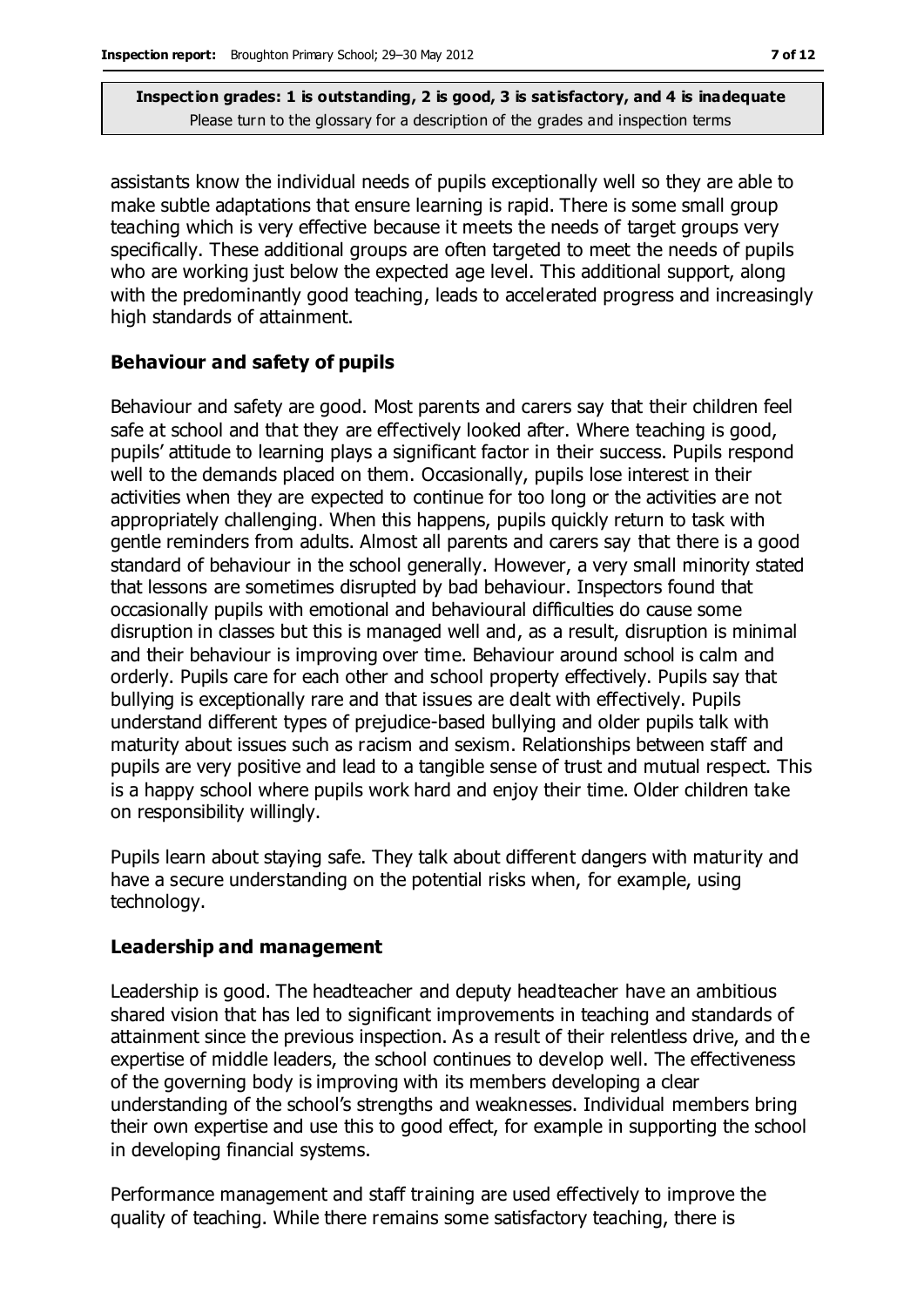assistants know the individual needs of pupils exceptionally well so they are able to make subtle adaptations that ensure learning is rapid. There is some small group teaching which is very effective because it meets the needs of target groups very specifically. These additional groups are often targeted to meet the needs of pupils who are working just below the expected age level. This additional support, along with the predominantly good teaching, leads to accelerated progress and increasingly high standards of attainment.

**Behaviour and safety of pupils**

Behaviour and safety are good. Most parents and carers say that their children feel safe at school and that they are effectively looked after. Where teaching is good, pupils' attitude to learning plays a significant factor in their success. Pupils respond well to the demands placed on them. Occasionally, pupils lose interest in their activities when they are expected to continue for too long or the activities are not appropriately challenging. When this happens, pupils quickly return to task with gentle reminders from adults. Almost all parents and carers say that there is a good standard of behaviour in the school generally. However, a very small minority stated that lessons are sometimes disrupted by bad behaviour. Inspectors found that occasionally pupils with emotional and behavioural difficulties do cause some disruption in classes but this is managed well and, as a result, disruption is minimal and their behaviour is improving over time. Behaviour around school is calm and orderly. Pupils care for each other and school property effectively. Pupils say that bullying is exceptionally rare and that issues are dealt with effectively. Pupils understand different types of prejudice-based bullying and older pupils talk with maturity about issues such as racism and sexism. Relationships between staff and pupils are very positive and lead to a tangible sense of trust and mutual respect. This is a happy school where pupils work hard and enjoy their time. Older children take on responsibility willingly.

Pupils learn about staying safe. They talk about different dangers with maturity and have a secure understanding on the potential risks when, for example, using technology.

**Leadership and management**

Leadership is good. The headteacher and deputy headteacher have an ambitious shared vision that has led to significant improvements in teaching and standards of attainment since the previous inspection. As a result of their relentless drive, and the expertise of middle leaders, the school continues to develop well. The effectiveness of the governing body is improving with its members developing a clear understanding of the school's strengths and weaknesses. Individual members bring their own expertise and use this to good effect, for example in supporting the school in developing financial systems.

Performance management and staff training are used effectively to improve the quality of teaching. While there remains some satisfactory teaching, there is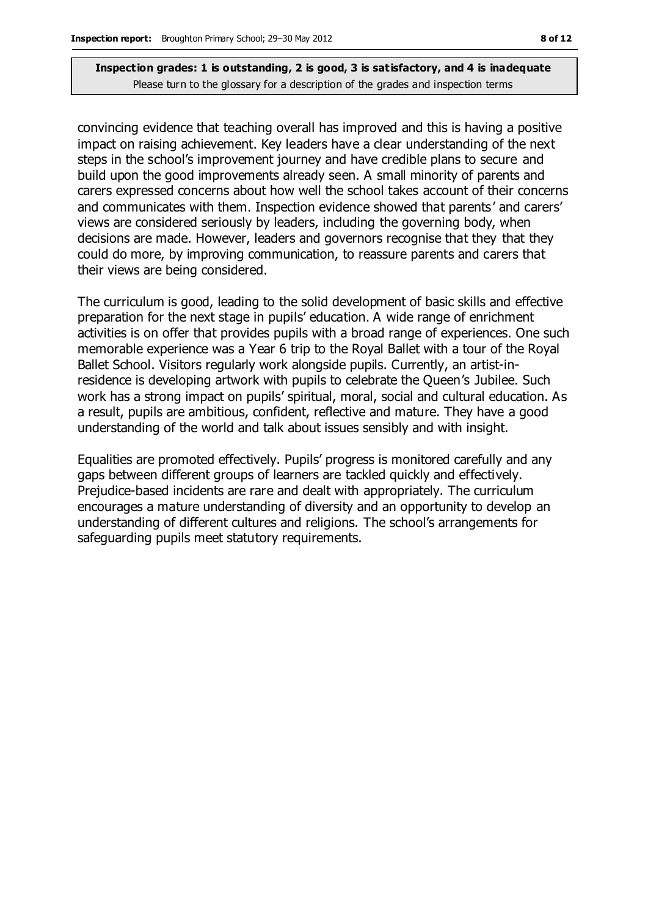convincing evidence that teaching overall has improved and this is having a positive impact on raising achievement. Key leaders have a clear understanding of the next steps in the school's improvement journey and have credible plans to secure and build upon the good improvements already seen. A small minority of parents and carers expressed concerns about how well the school takes account of their concerns and communicates with them. Inspection evidence showed that parents' and carers' views are considered seriously by leaders, including the governing body, when decisions are made. However, leaders and governors recognise that they that they could do more, by improving communication, to reassure parents and carers that their views are being considered.

The curriculum is good, leading to the solid development of basic skills and effective preparation for the next stage in pupils' education. A wide range of enrichment activities is on offer that provides pupils with a broad range of experiences. One such memorable experience was a Year 6 trip to the Royal Ballet with a tour of the Royal Ballet School. Visitors regularly work alongside pupils. Currently, an artist-in-residence is developing artwork with pupils to celebrate the Queen's Jubilee. Such work has a strong impact on pupils' spiritual, moral, social and cultural education. As a result, pupils are ambitious, confident, reflective and mature. They have a good understanding of the world and talk about issues sensibly and with insight.

Equalities are promoted effectively. Pupils' progress is monitored carefully and any gaps between different groups of learners are tackled quickly and effectively. Prejudice-based incidents are rare and dealt with appropriately. The curriculum encourages a mature understanding of diversity and an opportunity to develop an understanding of different cultures and religions. The school's arrangements for safeguarding pupils meet statutory requirements.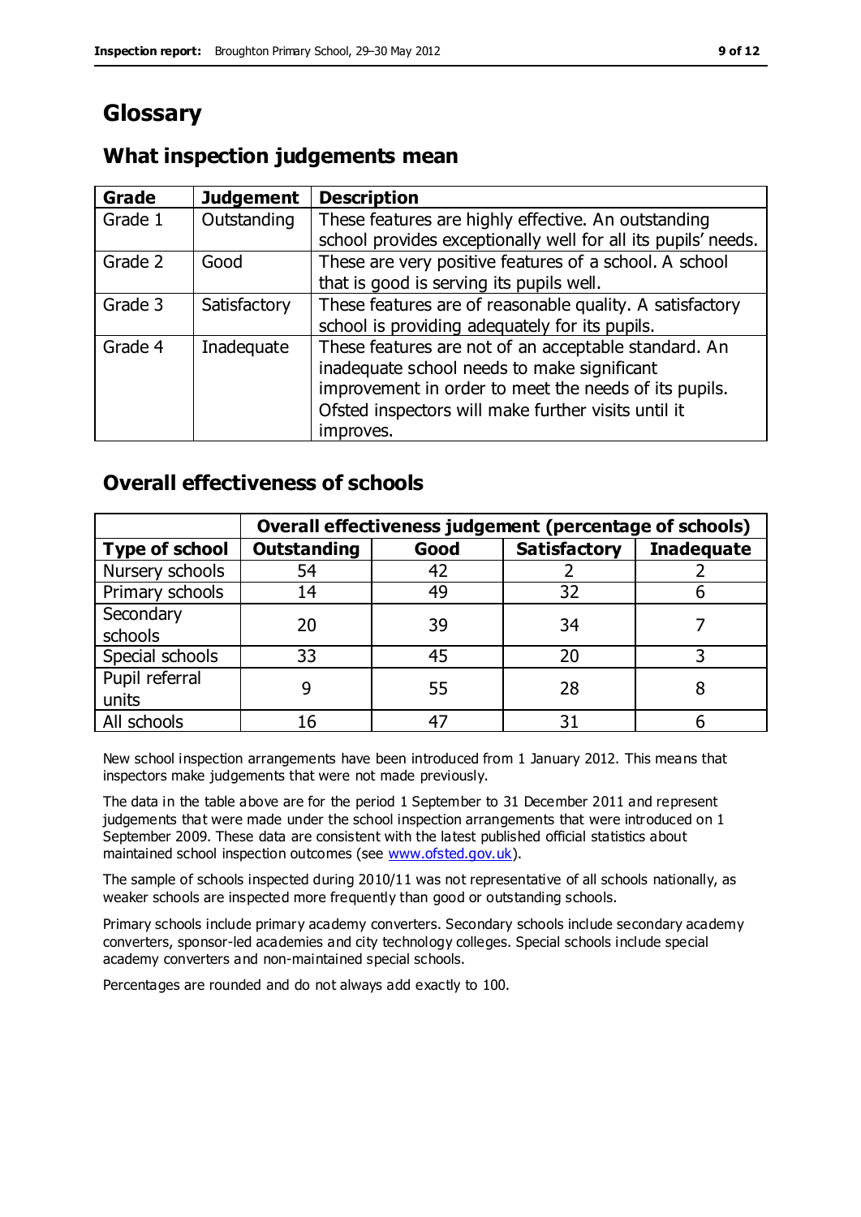# Glossary

## What inspection judgements mean

| Grade | Judgement | Description |
| --- | --- | --- |
| Grade 1 | Outstanding | These features are highly effective. An outstanding school provides exceptionally well for all its pupils' needs. |
| Grade 2 | Good | These are very positive features of a school. A school that is good is serving its pupils well. |
| Grade 3 | Satisfactory | These features are of reasonable quality. A satisfactory school is providing adequately for its pupils. |
| Grade 4 | Inadequate | These features are not of an acceptable standard. An inadequate school needs to make significant improvement in order to meet the needs of its pupils. Ofsted inspectors will make further visits until it improves. |

## Overall effectiveness of schools

| | Overall effectiveness judgement (percentage of schools) | | | |
| --- | --- | --- | --- | --- |
| **Type of school** | **Outstanding** | **Good** | **Satisfactory** | **Inadequate** |
| Nursery schools | 54 | 42 | 2 | 2 |
| Primary schools | 14 | 49 | 32 | 6 |
| Secondary schools | 20 | 39 | 34 | 7 |
| Special schools | 33 | 45 | 20 | 3 |
| Pupil referral units | 9 | 55 | 28 | 8 |
| All schools | 16 | 47 | 31 | 6 |

New school inspection arrangements have been introduced from 1 January 2012. This means that inspectors make judgements that were not made previously.

The data in the table above are for the period 1 September to 31 December 2011 and represent judgements that were made under the school inspection arrangements that were introduced on 1 September 2009. These data are consistent with the latest published official statistics about maintained school inspection outcomes (see www.ofsted.gov.uk).

The sample of schools inspected during 2010/11 was not representative of all schools nationally, as weaker schools are inspected more frequently than good or outstanding schools.

Primary schools include primary academy converters. Secondary schools include secondary academy converters, sponsor-led academies and city technology colleges. Special schools include special academy converters and non-maintained special schools.

Percentages are rounded and do not always add exactly to 100.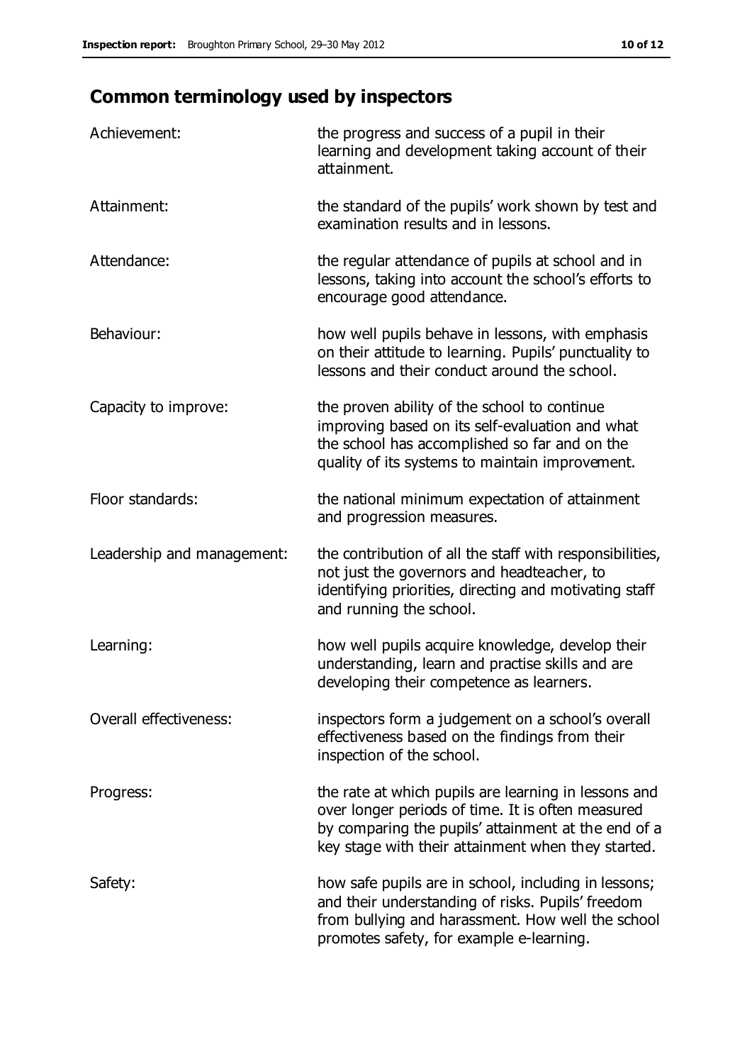## Common terminology used by inspectors

| | |
|---|---|
| Achievement: | the progress and success of a pupil in their learning and development taking account of their attainment. |
| Attainment: | the standard of the pupils' work shown by test and examination results and in lessons. |
| Attendance: | the regular attendance of pupils at school and in lessons, taking into account the school's efforts to encourage good attendance. |
| Behaviour: | how well pupils behave in lessons, with emphasis on their attitude to learning. Pupils' punctuality to lessons and their conduct around the school. |
| Capacity to improve: | the proven ability of the school to continue improving based on its self-evaluation and what the school has accomplished so far and on the quality of its systems to maintain improvement. |
| Floor standards: | the national minimum expectation of attainment and progression measures. |
| Leadership and management: | the contribution of all the staff with responsibilities, not just the governors and headteacher, to identifying priorities, directing and motivating staff and running the school. |
| Learning: | how well pupils acquire knowledge, develop their understanding, learn and practise skills and are developing their competence as learners. |
| Overall effectiveness: | inspectors form a judgement on a school's overall effectiveness based on the findings from their inspection of the school. |
| Progress: | the rate at which pupils are learning in lessons and over longer periods of time. It is often measured by comparing the pupils' attainment at the end of a key stage with their attainment when they started. |
| Safety: | how safe pupils are in school, including in lessons; and their understanding of risks. Pupils' freedom from bullying and harassment. How well the school promotes safety, for example e-learning. |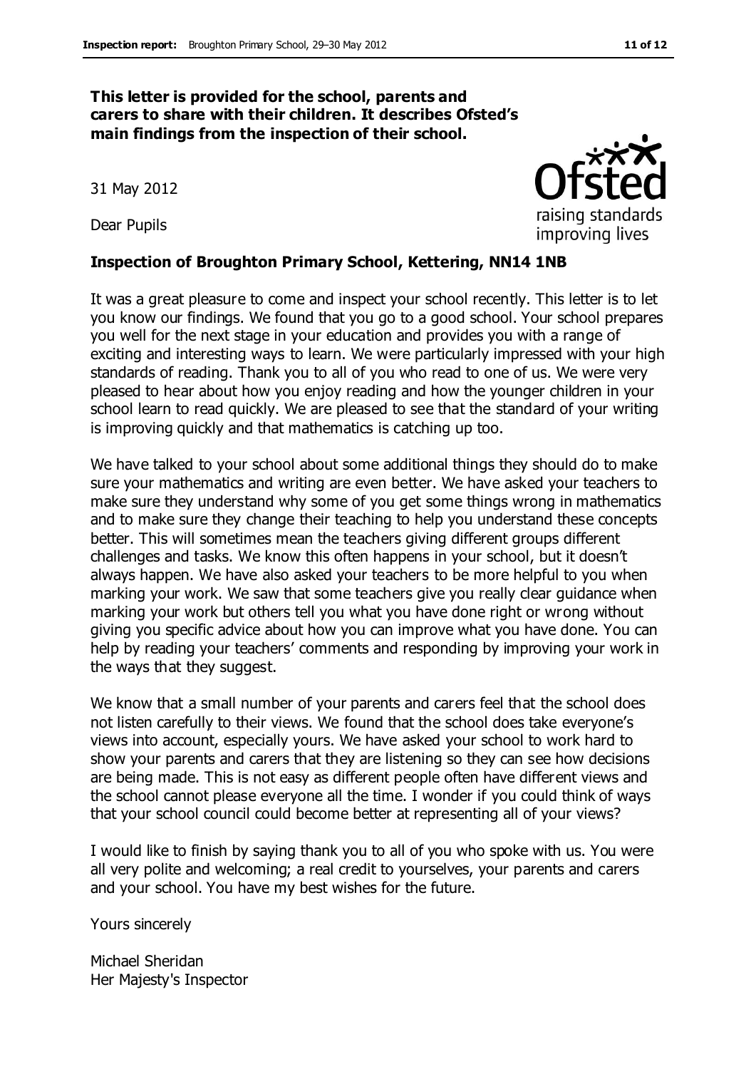**This letter is provided for the school, parents and carers to share with their children. It describes Ofsted's main findings from the inspection of their school.**

31 May 2012

Dear Pupils

**Inspection of Broughton Primary School, Kettering, NN14 1NB**

It was a great pleasure to come and inspect your school recently. This letter is to let you know our findings. We found that you go to a good school. Your school prepares you well for the next stage in your education and provides you with a range of exciting and interesting ways to learn. We were particularly impressed with your high standards of reading. Thank you to all of you who read to one of us. We were very pleased to hear about how you enjoy reading and how the younger children in your school learn to read quickly. We are pleased to see that the standard of your writing is improving quickly and that mathematics is catching up too.

We have talked to your school about some additional things they should do to make sure your mathematics and writing are even better. We have asked your teachers to make sure they understand why some of you get some things wrong in mathematics and to make sure they change their teaching to help you understand these concepts better. This will sometimes mean the teachers giving different groups different challenges and tasks. We know this often happens in your school, but it doesn't always happen. We have also asked your teachers to be more helpful to you when marking your work. We saw that some teachers give you really clear guidance when marking your work but others tell you what you have done right or wrong without giving you specific advice about how you can improve what you have done. You can help by reading your teachers' comments and responding by improving your work in the ways that they suggest.

We know that a small number of your parents and carers feel that the school does not listen carefully to their views. We found that the school does take everyone's views into account, especially yours. We have asked your school to work hard to show your parents and carers that they are listening so they can see how decisions are being made. This is not easy as different people often have different views and the school cannot please everyone all the time. I wonder if you could think of ways that your school council could become better at representing all of your views?

I would like to finish by saying thank you to all of you who spoke with us. You were all very polite and welcoming; a real credit to yourselves, your parents and carers and your school. You have my best wishes for the future.

Yours sincerely

Michael Sheridan
Her Majesty's Inspector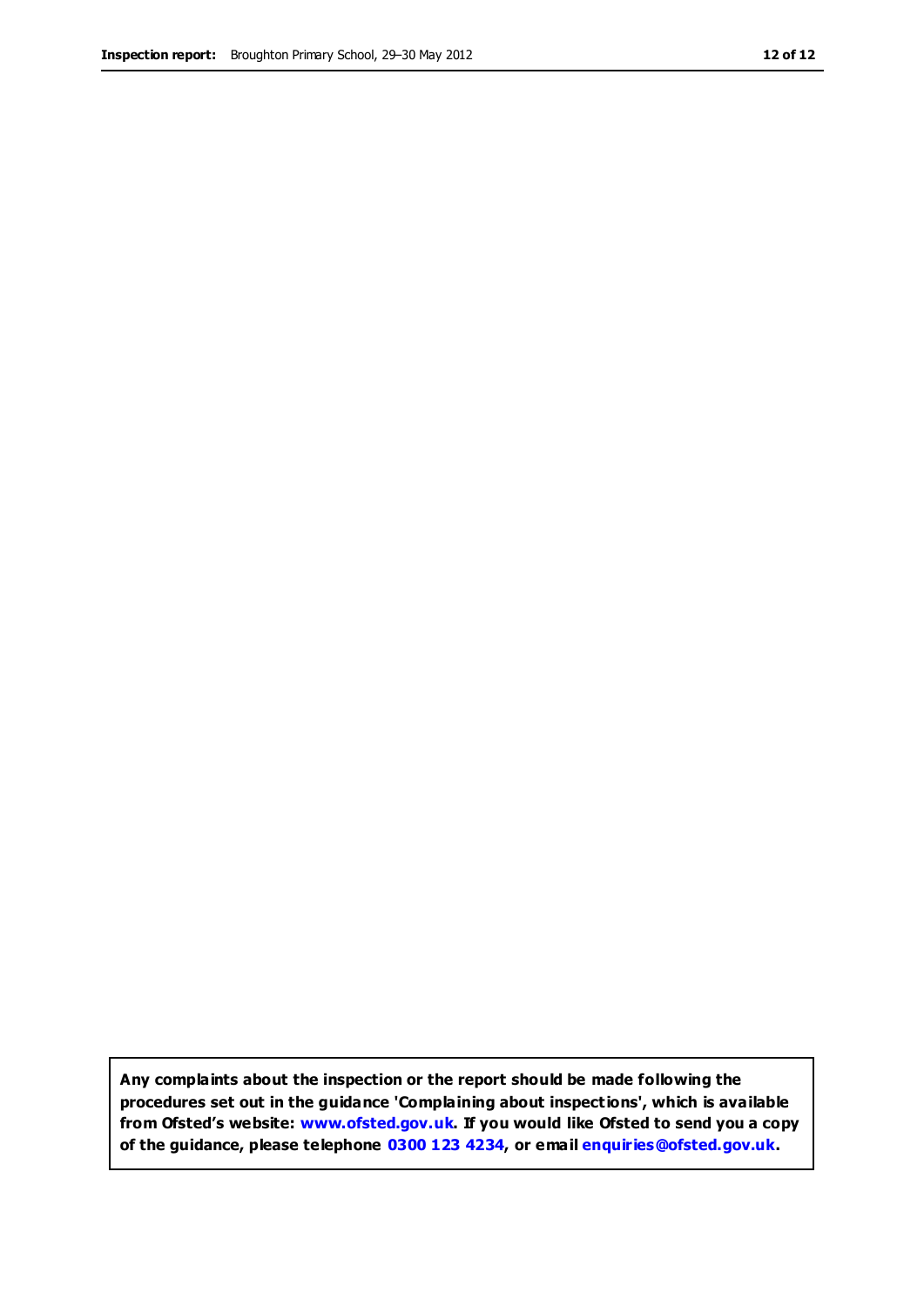**Any complaints about the inspection or the report should be made following the procedures set out in the guidance 'Complaining about inspections', which is available from Ofsted's website: www.ofsted.gov.uk. If you would like Ofsted to send you a copy of the guidance, please telephone 0300 123 4234, or email enquiries@ofsted.gov.uk.**